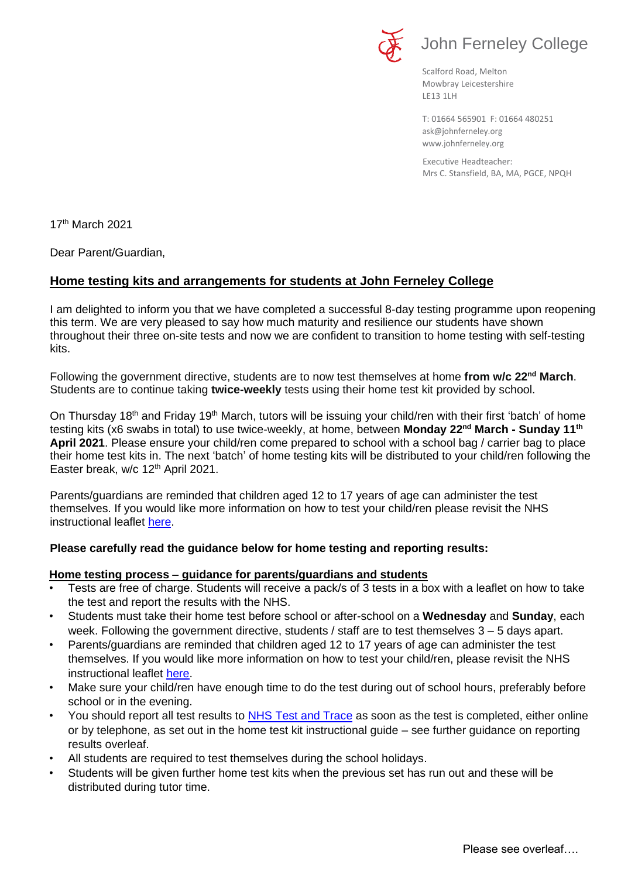John Ferneley College

Scalford Road, Melton
Mowbray Leicestershire
LE13 1LH

T: 01664 565901 F: 01664 480251
ask@johnferneley.org
www.johnferneley.org

Executive Headteacher:
Mrs C. Stansfield, BA, MA, PGCE, NPQH

17th March 2021

Dear Parent/Guardian,

## Home testing kits and arrangements for students at John Ferneley College

I am delighted to inform you that we have completed a successful 8-day testing programme upon reopening this term. We are very pleased to say how much maturity and resilience our students have shown throughout their three on-site tests and now we are confident to transition to home testing with self-testing kits.

Following the government directive, students are to now test themselves at home **from w/c 22nd March**. Students are to continue taking **twice-weekly** tests using their home test kit provided by school.

On Thursday 18th and Friday 19th March, tutors will be issuing your child/ren with their first 'batch' of home testing kits (x6 swabs in total) to use twice-weekly, at home, between **Monday 22nd March - Sunday 11th April 2021**. Please ensure your child/ren come prepared to school with a school bag / carrier bag to place their home test kits in. The next 'batch' of home testing kits will be distributed to your child/ren following the Easter break, w/c 12th April 2021.

Parents/guardians are reminded that children aged 12 to 17 years of age can administer the test themselves. If you would like more information on how to test your child/ren please revisit the NHS instructional leaflet here.

**Please carefully read the guidance below for home testing and reporting results:**

### Home testing process – guidance for parents/guardians and students

- Tests are free of charge. Students will receive a pack/s of 3 tests in a box with a leaflet on how to take the test and report the results with the NHS.
- Students must take their home test before school or after-school on a **Wednesday** and **Sunday**, each week. Following the government directive, students / staff are to test themselves 3 – 5 days apart.
- Parents/guardians are reminded that children aged 12 to 17 years of age can administer the test themselves. If you would like more information on how to test your child/ren, please revisit the NHS instructional leaflet here.
- Make sure your child/ren have enough time to do the test during out of school hours, preferably before school or in the evening.
- You should report all test results to NHS Test and Trace as soon as the test is completed, either online or by telephone, as set out in the home test kit instructional guide – see further guidance on reporting results overleaf.
- All students are required to test themselves during the school holidays.
- Students will be given further home test kits when the previous set has run out and these will be distributed during tutor time.

Please see overleaf….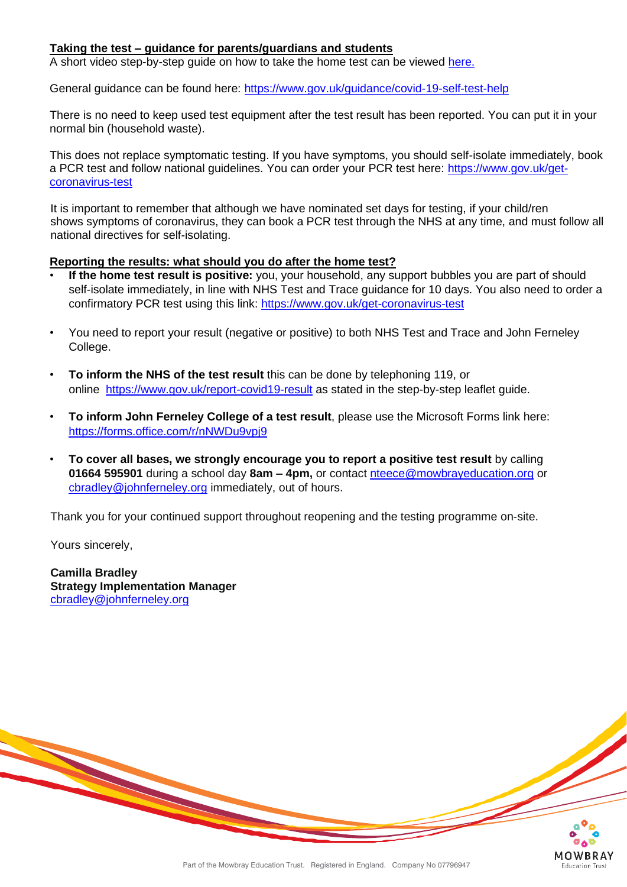**Taking the test – guidance for parents/guardians and students**

A short video step-by-step guide on how to take the home test can be viewed here.

General guidance can be found here: https://www.gov.uk/guidance/covid-19-self-test-help

There is no need to keep used test equipment after the test result has been reported. You can put it in your normal bin (household waste).

This does not replace symptomatic testing. If you have symptoms, you should self-isolate immediately, book a PCR test and follow national guidelines. You can order your PCR test here: https://www.gov.uk/get-coronavirus-test

It is important to remember that although we have nominated set days for testing, if your child/ren shows symptoms of coronavirus, they can book a PCR test through the NHS at any time, and must follow all national directives for self-isolating.

**Reporting the results: what should you do after the home test?**

- **If the home test result is positive:** you, your household, any support bubbles you are part of should self-isolate immediately, in line with NHS Test and Trace guidance for 10 days. You also need to order a confirmatory PCR test using this link: https://www.gov.uk/get-coronavirus-test

- You need to report your result (negative or positive) to both NHS Test and Trace and John Ferneley College.

- **To inform the NHS of the test result** this can be done by telephoning 119, or online https://www.gov.uk/report-covid19-result as stated in the step-by-step leaflet guide.

- **To inform John Ferneley College of a test result**, please use the Microsoft Forms link here: https://forms.office.com/r/nNWDu9vpj9

- **To cover all bases, we strongly encourage you to report a positive test result** by calling **01664 595901** during a school day **8am – 4pm,** or contact nteece@mowbrayeducation.org or cbradley@johnferneley.org immediately, out of hours.

Thank you for your continued support throughout reopening and the testing programme on-site.

Yours sincerely,

**Camilla Bradley**
**Strategy Implementation Manager**
cbradley@johnferneley.org

Part of the Mowbray Education Trust. Registered in England. Company No 07796947